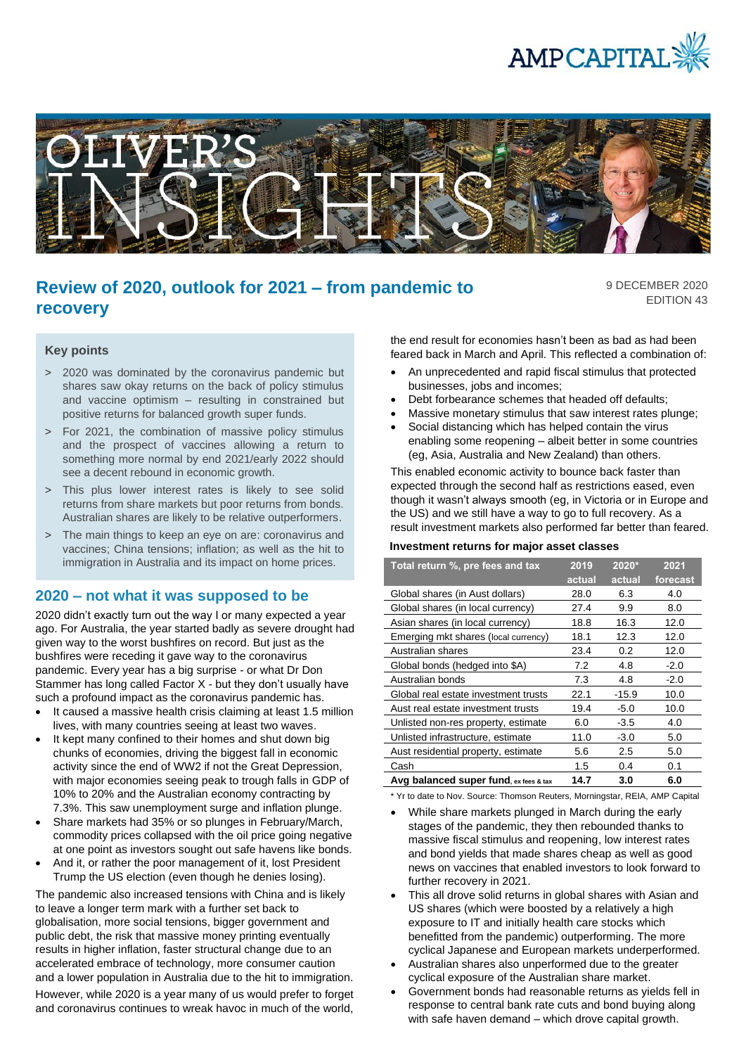# Review of 2020, outlook for 2021 – from pandemic to recovery

9 DECEMBER 2020
EDITION 43

### Key points

> 2020 was dominated by the coronavirus pandemic but shares saw okay returns on the back of policy stimulus and vaccine optimism – resulting in constrained but positive returns for balanced growth super funds.

> For 2021, the combination of massive policy stimulus and the prospect of vaccines allowing a return to something more normal by end 2021/early 2022 should see a decent rebound in economic growth.

> This plus lower interest rates is likely to see solid returns from share markets but poor returns from bonds. Australian shares are likely to be relative outperformers.

> The main things to keep an eye on are: coronavirus and vaccines; China tensions; inflation; as well as the hit to immigration in Australia and its impact on home prices.

## 2020 – not what it was supposed to be

2020 didn't exactly turn out the way I or many expected a year ago. For Australia, the year started badly as severe drought had given way to the worst bushfires on record. But just as the bushfires were receding it gave way to the coronavirus pandemic. Every year has a big surprise - or what Dr Don Stammer has long called Factor X - but they don't usually have such a profound impact as the coronavirus pandemic has.

- It caused a massive health crisis claiming at least 1.5 million lives, with many countries seeing at least two waves.
- It kept many confined to their homes and shut down big chunks of economies, driving the biggest fall in economic activity since the end of WW2 if not the Great Depression, with major economies seeing peak to trough falls in GDP of 10% to 20% and the Australian economy contracting by 7.3%. This saw unemployment surge and inflation plunge.
- Share markets had 35% or so plunges in February/March, commodity prices collapsed with the oil price going negative at one point as investors sought out safe havens like bonds.
- And it, or rather the poor management of it, lost President Trump the US election (even though he denies losing).

The pandemic also increased tensions with China and is likely to leave a longer term mark with a further set back to globalisation, more social tensions, bigger government and public debt, the risk that massive money printing eventually results in higher inflation, faster structural change due to an accelerated embrace of technology, more consumer caution and a lower population in Australia due to the hit to immigration.

However, while 2020 is a year many of us would prefer to forget and coronavirus continues to wreak havoc in much of the world, the end result for economies hasn't been as bad as had been feared back in March and April. This reflected a combination of:

- An unprecedented and rapid fiscal stimulus that protected businesses, jobs and incomes;
- Debt forbearance schemes that headed off defaults;
- Massive monetary stimulus that saw interest rates plunge;
- Social distancing which has helped contain the virus enabling some reopening – albeit better in some countries (eg, Asia, Australia and New Zealand) than others.

This enabled economic activity to bounce back faster than expected through the second half as restrictions eased, even though it wasn't always smooth (eg, in Victoria or in Europe and the US) and we still have a way to go to full recovery. As a result investment markets also performed far better than feared.

**Investment returns for major asset classes**

| Total return %, pre fees and tax | 2019 actual | 2020* actual | 2021 forecast |
|---|---|---|---|
| Global shares (in Aust dollars) | 28.0 | 6.3 | 4.0 |
| Global shares (in local currency) | 27.4 | 9.9 | 8.0 |
| Asian shares (in local currency) | 18.8 | 16.3 | 12.0 |
| Emerging mkt shares (local currency) | 18.1 | 12.3 | 12.0 |
| Australian shares | 23.4 | 0.2 | 12.0 |
| Global bonds (hedged into $A) | 7.2 | 4.8 | -2.0 |
| Australian bonds | 7.3 | 4.8 | -2.0 |
| Global real estate investment trusts | 22.1 | -15.9 | 10.0 |
| Aust real estate investment trusts | 19.4 | -5.0 | 10.0 |
| Unlisted non-res property, estimate | 6.0 | -3.5 | 4.0 |
| Unlisted infrastructure, estimate | 11.0 | -3.0 | 5.0 |
| Aust residential property, estimate | 5.6 | 2.5 | 5.0 |
| Cash | 1.5 | 0.4 | 0.1 |
| **Avg balanced super fund**, ex fees & tax | **14.7** | **3.0** | **6.0** |

\* Yr to date to Nov. Source: Thomson Reuters, Morningstar, REIA, AMP Capital

- While share markets plunged in March during the early stages of the pandemic, they then rebounded thanks to massive fiscal stimulus and reopening, low interest rates and bond yields that made shares cheap as well as good news on vaccines that enabled investors to look forward to further recovery in 2021.
- This all drove solid returns in global shares with Asian and US shares (which were boosted by a relatively a high exposure to IT and initially health care stocks which benefitted from the pandemic) outperforming. The more cyclical Japanese and European markets underperformed.
- Australian shares also unperformed due to the greater cyclical exposure of the Australian share market.
- Government bonds had reasonable returns as yields fell in response to central bank rate cuts and bond buying along with safe haven demand – which drove capital growth.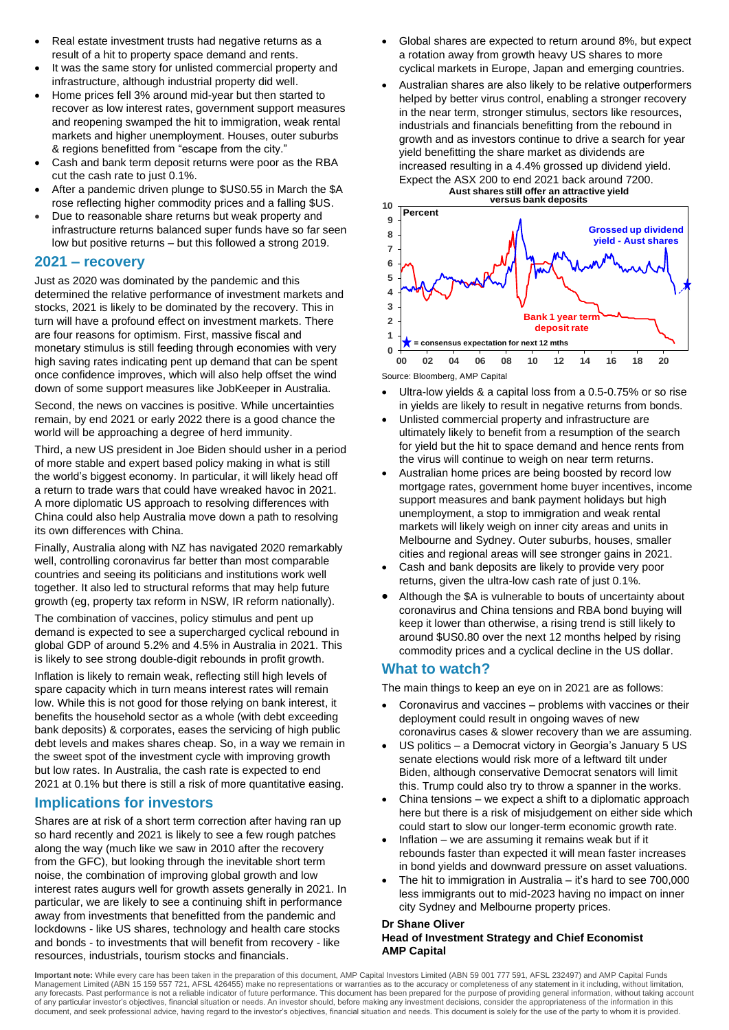- Real estate investment trusts had negative returns as a result of a hit to property space demand and rents.
- It was the same story for unlisted commercial property and infrastructure, although industrial property did well.
- Home prices fell 3% around mid-year but then started to recover as low interest rates, government support measures and reopening swamped the hit to immigration, weak rental markets and higher unemployment. Houses, outer suburbs & regions benefitted from "escape from the city."
- Cash and bank term deposit returns were poor as the RBA cut the cash rate to just 0.1%.
- After a pandemic driven plunge to $US0.55 in March the $A rose reflecting higher commodity prices and a falling $US.
- Due to reasonable share returns but weak property and infrastructure returns balanced super funds have so far seen low but positive returns – but this followed a strong 2019.

## 2021 – recovery

Just as 2020 was dominated by the pandemic and this determined the relative performance of investment markets and stocks, 2021 is likely to be dominated by the recovery. This in turn will have a profound effect on investment markets. There are four reasons for optimism. First, massive fiscal and monetary stimulus is still feeding through economies with very high saving rates indicating pent up demand that can be spent once confidence improves, which will also help offset the wind down of some support measures like JobKeeper in Australia.

Second, the news on vaccines is positive. While uncertainties remain, by end 2021 or early 2022 there is a good chance the world will be approaching a degree of herd immunity.

Third, a new US president in Joe Biden should usher in a period of more stable and expert based policy making in what is still the world's biggest economy. In particular, it will likely head off a return to trade wars that could have wreaked havoc in 2021. A more diplomatic US approach to resolving differences with China could also help Australia move down a path to resolving its own differences with China.

Finally, Australia along with NZ has navigated 2020 remarkably well, controlling coronavirus far better than most comparable countries and seeing its politicians and institutions work well together. It also led to structural reforms that may help future growth (eg, property tax reform in NSW, IR reform nationally).

The combination of vaccines, policy stimulus and pent up demand is expected to see a supercharged cyclical rebound in global GDP of around 5.2% and 4.5% in Australia in 2021. This is likely to see strong double-digit rebounds in profit growth.

Inflation is likely to remain weak, reflecting still high levels of spare capacity which in turn means interest rates will remain low. While this is not good for those relying on bank interest, it benefits the household sector as a whole (with debt exceeding bank deposits) & corporates, eases the servicing of high public debt levels and makes shares cheap. So, in a way we remain in the sweet spot of the investment cycle with improving growth but low rates. In Australia, the cash rate is expected to end 2021 at 0.1% but there is still a risk of more quantitative easing.

## Implications for investors

Shares are at risk of a short term correction after having ran up so hard recently and 2021 is likely to see a few rough patches along the way (much like we saw in 2010 after the recovery from the GFC), but looking through the inevitable short term noise, the combination of improving global growth and low interest rates augurs well for growth assets generally in 2021. In particular, we are likely to see a continuing shift in performance away from investments that benefitted from the pandemic and lockdowns - like US shares, technology and health care stocks and bonds - to investments that will benefit from recovery - like resources, industrials, tourism stocks and financials.

- Global shares are expected to return around 8%, but expect a rotation away from growth heavy US shares to more cyclical markets in Europe, Japan and emerging countries.
- Australian shares are also likely to be relative outperformers helped by better virus control, enabling a stronger recovery in the near term, stronger stimulus, sectors like resources, industrials and financials benefitting from the rebound in growth and as investors continue to drive a search for year yield benefitting the share market as dividends are increased resulting in a 4.4% grossed up dividend yield. Expect the ASX 200 to end 2021 back around 7200.

**Aust shares still offer an attractive yield versus bank deposits**

Percent
Grossed up dividend yield - Aust shares
Bank 1 year term deposit rate
★ = consensus expectation for next 12 mths
0 1 2 3 4 5 6 7 8 9 10
00 02 04 06 08 10 12 14 16 18 20

Source: Bloomberg, AMP Capital

- Ultra-low yields & a capital loss from a 0.5-0.75% or so rise in yields are likely to result in negative returns from bonds.
- Unlisted commercial property and infrastructure are ultimately likely to benefit from a resumption of the search for yield but the hit to space demand and hence rents from the virus will continue to weigh on near term returns.
- Australian home prices are being boosted by record low mortgage rates, government home buyer incentives, income support measures and bank payment holidays but high unemployment, a stop to immigration and weak rental markets will likely weigh on inner city areas and units in Melbourne and Sydney. Outer suburbs, houses, smaller cities and regional areas will see stronger gains in 2021.
- Cash and bank deposits are likely to provide very poor returns, given the ultra-low cash rate of just 0.1%.
- Although the $A is vulnerable to bouts of uncertainty about coronavirus and China tensions and RBA bond buying will keep it lower than otherwise, a rising trend is still likely to around $US0.80 over the next 12 months helped by rising commodity prices and a cyclical decline in the US dollar.

## What to watch?

The main things to keep an eye on in 2021 are as follows:

- Coronavirus and vaccines – problems with vaccines or their deployment could result in ongoing waves of new coronavirus cases & slower recovery than we are assuming.
- US politics – a Democrat victory in Georgia's January 5 US senate elections would risk more of a leftward tilt under Biden, although conservative Democrat senators will limit this. Trump could also try to throw a spanner in the works.
- China tensions – we expect a shift to a diplomatic approach here but there is a risk of misjudgement on either side which could start to slow our longer-term economic growth rate.
- Inflation – we are assuming it remains weak but if it rebounds faster than expected it will mean faster increases in bond yields and downward pressure on asset valuations.
- The hit to immigration in Australia – it's hard to see 700,000 less immigrants out to mid-2023 having no impact on inner city Sydney and Melbourne property prices.

**Dr Shane Oliver**
**Head of Investment Strategy and Chief Economist**
**AMP Capital**

**Important note:** While every care has been taken in the preparation of this document, AMP Capital Investors Limited (ABN 59 001 777 591, AFSL 232497) and AMP Capital Funds Management Limited (ABN 15 159 557 721, AFSL 426455) make no representations or warranties as to the accuracy or completeness of any statement in it including, without limitation, any forecasts. Past performance is not a reliable indicator of future performance. This document has been prepared for the purpose of providing general information, without taking account of any particular investor's objectives, financial situation or needs. An investor should, before making any investment decisions, consider the appropriateness of the information in this document, and seek professional advice, having regard to the investor's objectives, financial situation and needs. This document is solely for the use of the party to whom it is provided.